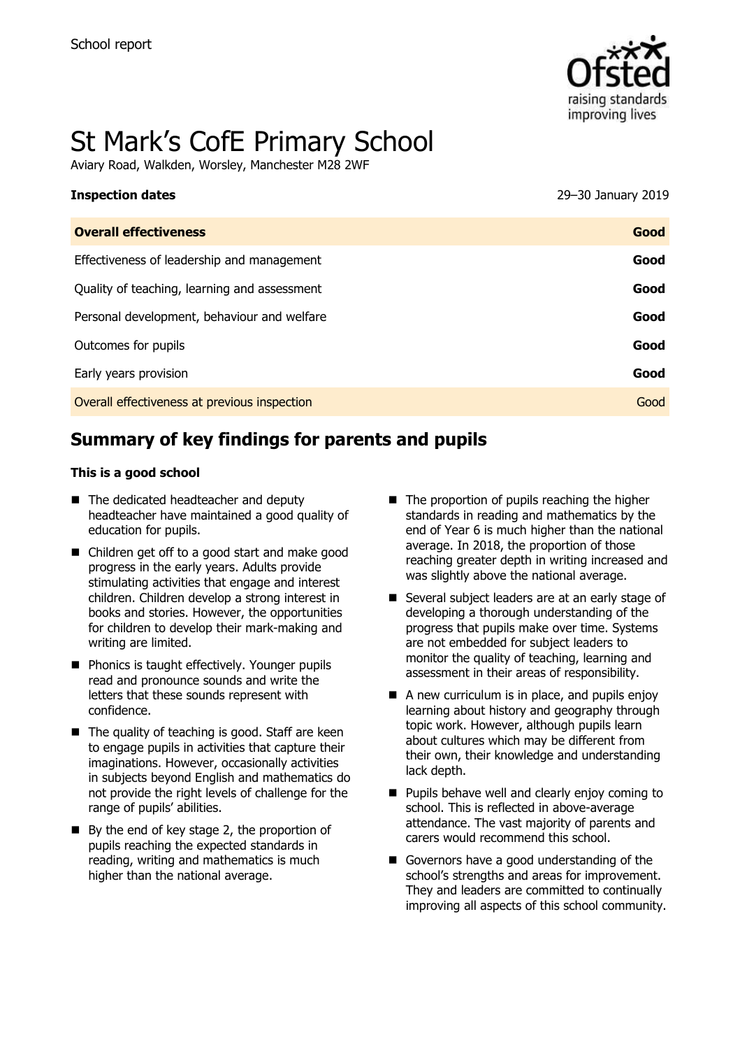School report

# St Mark's CofE Primary School

Aviary Road, Walkden, Worsley, Manchester M28 2WF

| **Inspection dates** | 29–30 January 2019 |
| --- | --- |
| **Overall effectiveness** | **Good** |
| Effectiveness of leadership and management | **Good** |
| Quality of teaching, learning and assessment | **Good** |
| Personal development, behaviour and welfare | **Good** |
| Outcomes for pupils | **Good** |
| Early years provision | **Good** |
| Overall effectiveness at previous inspection | Good |

## Summary of key findings for parents and pupils

**This is a good school**

- The dedicated headteacher and deputy headteacher have maintained a good quality of education for pupils.
- Children get off to a good start and make good progress in the early years. Adults provide stimulating activities that engage and interest children. Children develop a strong interest in books and stories. However, the opportunities for children to develop their mark-making and writing are limited.
- Phonics is taught effectively. Younger pupils read and pronounce sounds and write the letters that these sounds represent with confidence.
- The quality of teaching is good. Staff are keen to engage pupils in activities that capture their imaginations. However, occasionally activities in subjects beyond English and mathematics do not provide the right levels of challenge for the range of pupils' abilities.
- By the end of key stage 2, the proportion of pupils reaching the expected standards in reading, writing and mathematics is much higher than the national average.
- The proportion of pupils reaching the higher standards in reading and mathematics by the end of Year 6 is much higher than the national average. In 2018, the proportion of those reaching greater depth in writing increased and was slightly above the national average.
- Several subject leaders are at an early stage of developing a thorough understanding of the progress that pupils make over time. Systems are not embedded for subject leaders to monitor the quality of teaching, learning and assessment in their areas of responsibility.
- A new curriculum is in place, and pupils enjoy learning about history and geography through topic work. However, although pupils learn about cultures which may be different from their own, their knowledge and understanding lack depth.
- Pupils behave well and clearly enjoy coming to school. This is reflected in above-average attendance. The vast majority of parents and carers would recommend this school.
- Governors have a good understanding of the school's strengths and areas for improvement. They and leaders are committed to continually improving all aspects of this school community.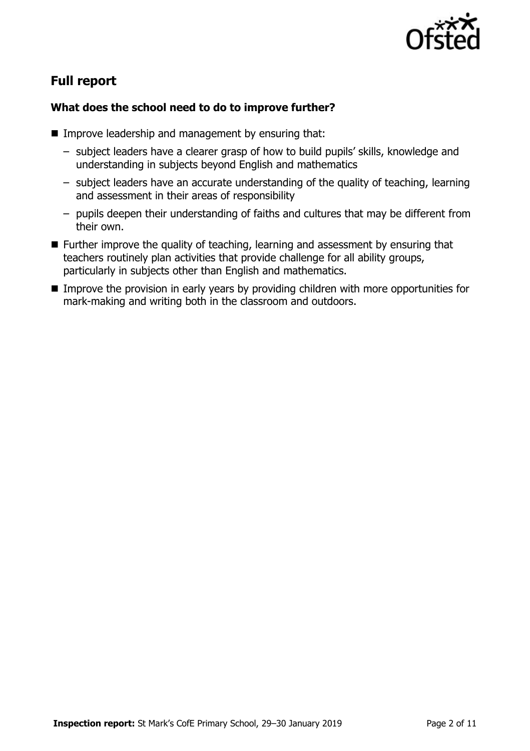## Full report

### What does the school need to do to improve further?

- Improve leadership and management by ensuring that:
  - subject leaders have a clearer grasp of how to build pupils' skills, knowledge and understanding in subjects beyond English and mathematics
  - subject leaders have an accurate understanding of the quality of teaching, learning and assessment in their areas of responsibility
  - pupils deepen their understanding of faiths and cultures that may be different from their own.
- Further improve the quality of teaching, learning and assessment by ensuring that teachers routinely plan activities that provide challenge for all ability groups, particularly in subjects other than English and mathematics.
- Improve the provision in early years by providing children with more opportunities for mark-making and writing both in the classroom and outdoors.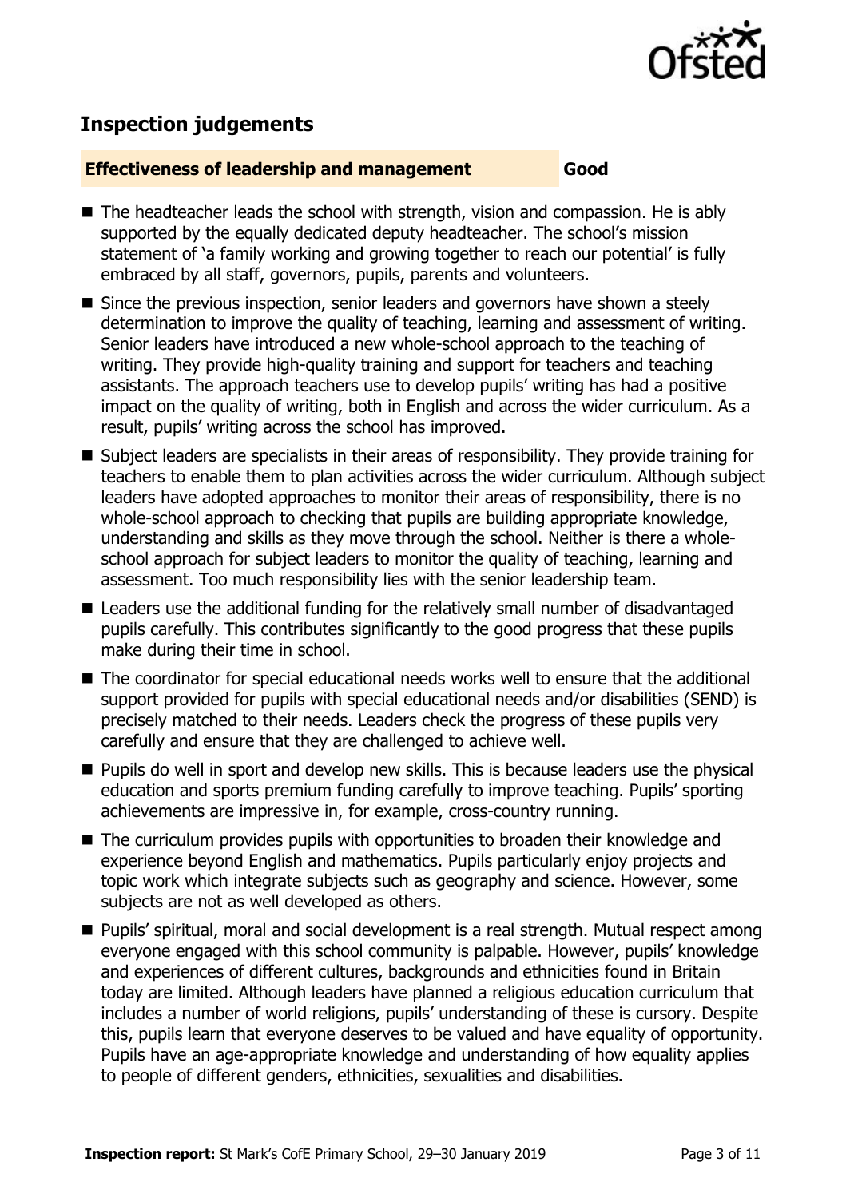## Inspection judgements

### Effectiveness of leadership and management — Good

- The headteacher leads the school with strength, vision and compassion. He is ably supported by the equally dedicated deputy headteacher. The school's mission statement of 'a family working and growing together to reach our potential' is fully embraced by all staff, governors, pupils, parents and volunteers.
- Since the previous inspection, senior leaders and governors have shown a steely determination to improve the quality of teaching, learning and assessment of writing. Senior leaders have introduced a new whole-school approach to the teaching of writing. They provide high-quality training and support for teachers and teaching assistants. The approach teachers use to develop pupils' writing has had a positive impact on the quality of writing, both in English and across the wider curriculum. As a result, pupils' writing across the school has improved.
- Subject leaders are specialists in their areas of responsibility. They provide training for teachers to enable them to plan activities across the wider curriculum. Although subject leaders have adopted approaches to monitor their areas of responsibility, there is no whole-school approach to checking that pupils are building appropriate knowledge, understanding and skills as they move through the school. Neither is there a whole-school approach for subject leaders to monitor the quality of teaching, learning and assessment. Too much responsibility lies with the senior leadership team.
- Leaders use the additional funding for the relatively small number of disadvantaged pupils carefully. This contributes significantly to the good progress that these pupils make during their time in school.
- The coordinator for special educational needs works well to ensure that the additional support provided for pupils with special educational needs and/or disabilities (SEND) is precisely matched to their needs. Leaders check the progress of these pupils very carefully and ensure that they are challenged to achieve well.
- Pupils do well in sport and develop new skills. This is because leaders use the physical education and sports premium funding carefully to improve teaching. Pupils' sporting achievements are impressive in, for example, cross-country running.
- The curriculum provides pupils with opportunities to broaden their knowledge and experience beyond English and mathematics. Pupils particularly enjoy projects and topic work which integrate subjects such as geography and science. However, some subjects are not as well developed as others.
- Pupils' spiritual, moral and social development is a real strength. Mutual respect among everyone engaged with this school community is palpable. However, pupils' knowledge and experiences of different cultures, backgrounds and ethnicities found in Britain today are limited. Although leaders have planned a religious education curriculum that includes a number of world religions, pupils' understanding of these is cursory. Despite this, pupils learn that everyone deserves to be valued and have equality of opportunity. Pupils have an age-appropriate knowledge and understanding of how equality applies to people of different genders, ethnicities, sexualities and disabilities.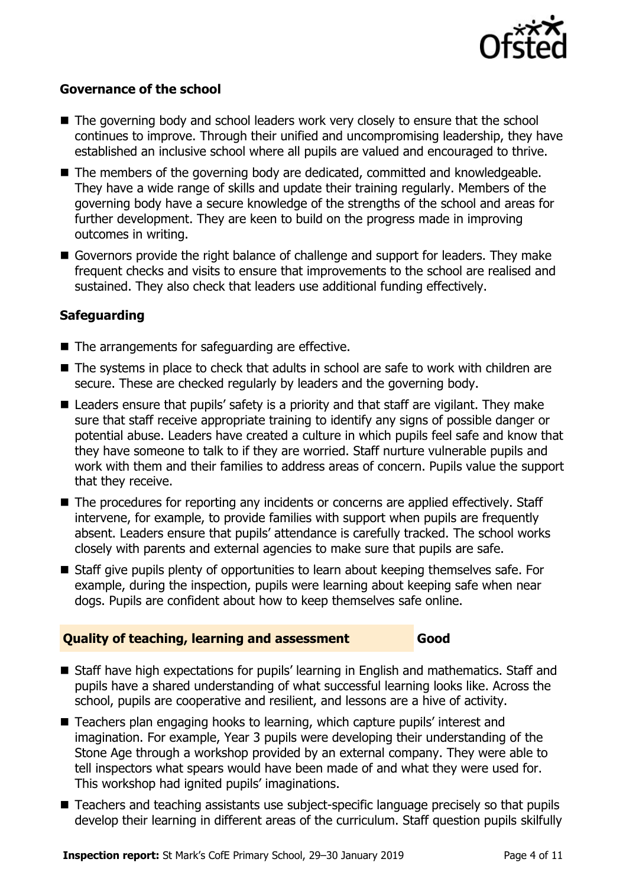### Governance of the school

- The governing body and school leaders work very closely to ensure that the school continues to improve. Through their unified and uncompromising leadership, they have established an inclusive school where all pupils are valued and encouraged to thrive.
- The members of the governing body are dedicated, committed and knowledgeable. They have a wide range of skills and update their training regularly. Members of the governing body have a secure knowledge of the strengths of the school and areas for further development. They are keen to build on the progress made in improving outcomes in writing.
- Governors provide the right balance of challenge and support for leaders. They make frequent checks and visits to ensure that improvements to the school are realised and sustained. They also check that leaders use additional funding effectively.

### Safeguarding

- The arrangements for safeguarding are effective.
- The systems in place to check that adults in school are safe to work with children are secure. These are checked regularly by leaders and the governing body.
- Leaders ensure that pupils' safety is a priority and that staff are vigilant. They make sure that staff receive appropriate training to identify any signs of possible danger or potential abuse. Leaders have created a culture in which pupils feel safe and know that they have someone to talk to if they are worried. Staff nurture vulnerable pupils and work with them and their families to address areas of concern. Pupils value the support that they receive.
- The procedures for reporting any incidents or concerns are applied effectively. Staff intervene, for example, to provide families with support when pupils are frequently absent. Leaders ensure that pupils' attendance is carefully tracked. The school works closely with parents and external agencies to make sure that pupils are safe.
- Staff give pupils plenty of opportunities to learn about keeping themselves safe. For example, during the inspection, pupils were learning about keeping safe when near dogs. Pupils are confident about how to keep themselves safe online.

## Quality of teaching, learning and assessment — Good

- Staff have high expectations for pupils' learning in English and mathematics. Staff and pupils have a shared understanding of what successful learning looks like. Across the school, pupils are cooperative and resilient, and lessons are a hive of activity.
- Teachers plan engaging hooks to learning, which capture pupils' interest and imagination. For example, Year 3 pupils were developing their understanding of the Stone Age through a workshop provided by an external company. They were able to tell inspectors what spears would have been made of and what they were used for. This workshop had ignited pupils' imaginations.
- Teachers and teaching assistants use subject-specific language precisely so that pupils develop their learning in different areas of the curriculum. Staff question pupils skilfully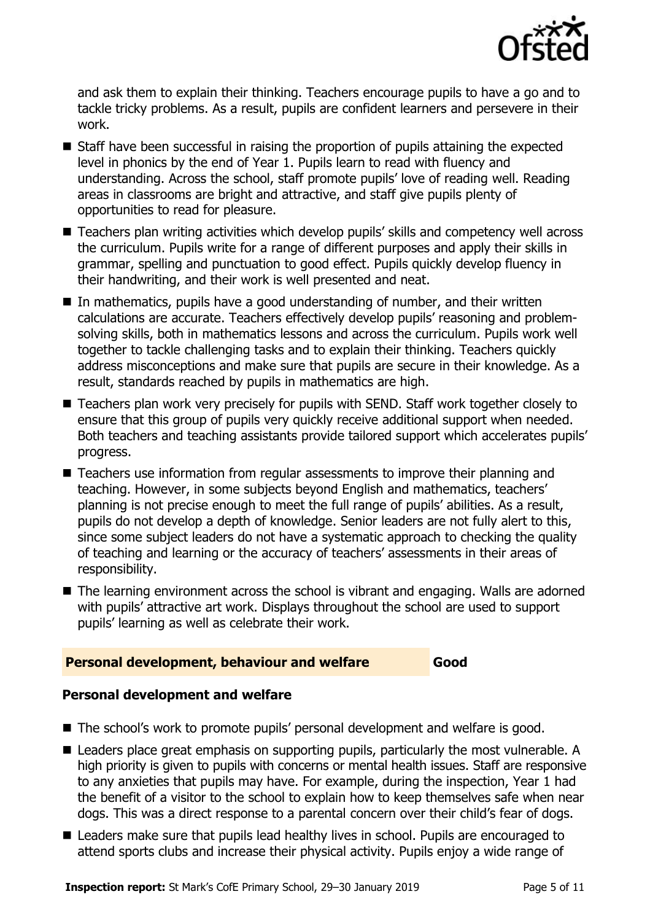and ask them to explain their thinking. Teachers encourage pupils to have a go and to tackle tricky problems. As a result, pupils are confident learners and persevere in their work.

- Staff have been successful in raising the proportion of pupils attaining the expected level in phonics by the end of Year 1. Pupils learn to read with fluency and understanding. Across the school, staff promote pupils' love of reading well. Reading areas in classrooms are bright and attractive, and staff give pupils plenty of opportunities to read for pleasure.
- Teachers plan writing activities which develop pupils' skills and competency well across the curriculum. Pupils write for a range of different purposes and apply their skills in grammar, spelling and punctuation to good effect. Pupils quickly develop fluency in their handwriting, and their work is well presented and neat.
- In mathematics, pupils have a good understanding of number, and their written calculations are accurate. Teachers effectively develop pupils' reasoning and problem-solving skills, both in mathematics lessons and across the curriculum. Pupils work well together to tackle challenging tasks and to explain their thinking. Teachers quickly address misconceptions and make sure that pupils are secure in their knowledge. As a result, standards reached by pupils in mathematics are high.
- Teachers plan work very precisely for pupils with SEND. Staff work together closely to ensure that this group of pupils very quickly receive additional support when needed. Both teachers and teaching assistants provide tailored support which accelerates pupils' progress.
- Teachers use information from regular assessments to improve their planning and teaching. However, in some subjects beyond English and mathematics, teachers' planning is not precise enough to meet the full range of pupils' abilities. As a result, pupils do not develop a depth of knowledge. Senior leaders are not fully alert to this, since some subject leaders do not have a systematic approach to checking the quality of teaching and learning or the accuracy of teachers' assessments in their areas of responsibility.
- The learning environment across the school is vibrant and engaging. Walls are adorned with pupils' attractive art work. Displays throughout the school are used to support pupils' learning as well as celebrate their work.

## Personal development, behaviour and welfare — Good

### Personal development and welfare

- The school's work to promote pupils' personal development and welfare is good.
- Leaders place great emphasis on supporting pupils, particularly the most vulnerable. A high priority is given to pupils with concerns or mental health issues. Staff are responsive to any anxieties that pupils may have. For example, during the inspection, Year 1 had the benefit of a visitor to the school to explain how to keep themselves safe when near dogs. This was a direct response to a parental concern over their child's fear of dogs.
- Leaders make sure that pupils lead healthy lives in school. Pupils are encouraged to attend sports clubs and increase their physical activity. Pupils enjoy a wide range of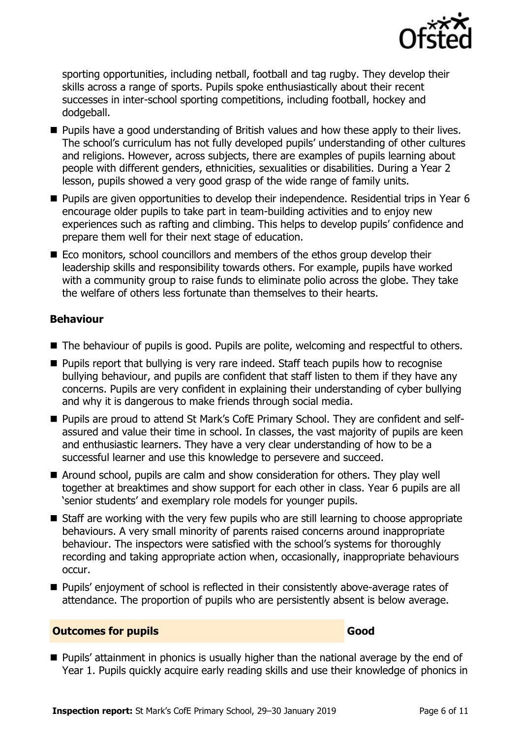sporting opportunities, including netball, football and tag rugby. They develop their skills across a range of sports. Pupils spoke enthusiastically about their recent successes in inter-school sporting competitions, including football, hockey and dodgeball.

- Pupils have a good understanding of British values and how these apply to their lives. The school's curriculum has not fully developed pupils' understanding of other cultures and religions. However, across subjects, there are examples of pupils learning about people with different genders, ethnicities, sexualities or disabilities. During a Year 2 lesson, pupils showed a very good grasp of the wide range of family units.
- Pupils are given opportunities to develop their independence. Residential trips in Year 6 encourage older pupils to take part in team-building activities and to enjoy new experiences such as rafting and climbing. This helps to develop pupils' confidence and prepare them well for their next stage of education.
- Eco monitors, school councillors and members of the ethos group develop their leadership skills and responsibility towards others. For example, pupils have worked with a community group to raise funds to eliminate polio across the globe. They take the welfare of others less fortunate than themselves to their hearts.

### Behaviour

- The behaviour of pupils is good. Pupils are polite, welcoming and respectful to others.
- Pupils report that bullying is very rare indeed. Staff teach pupils how to recognise bullying behaviour, and pupils are confident that staff listen to them if they have any concerns. Pupils are very confident in explaining their understanding of cyber bullying and why it is dangerous to make friends through social media.
- Pupils are proud to attend St Mark's CofE Primary School. They are confident and self-assured and value their time in school. In classes, the vast majority of pupils are keen and enthusiastic learners. They have a very clear understanding of how to be a successful learner and use this knowledge to persevere and succeed.
- Around school, pupils are calm and show consideration for others. They play well together at breaktimes and show support for each other in class. Year 6 pupils are all 'senior students' and exemplary role models for younger pupils.
- Staff are working with the very few pupils who are still learning to choose appropriate behaviours. A very small minority of parents raised concerns around inappropriate behaviour. The inspectors were satisfied with the school's systems for thoroughly recording and taking appropriate action when, occasionally, inappropriate behaviours occur.
- Pupils' enjoyment of school is reflected in their consistently above-average rates of attendance. The proportion of pupils who are persistently absent is below average.

## Outcomes for pupils — Good

- Pupils' attainment in phonics is usually higher than the national average by the end of Year 1. Pupils quickly acquire early reading skills and use their knowledge of phonics in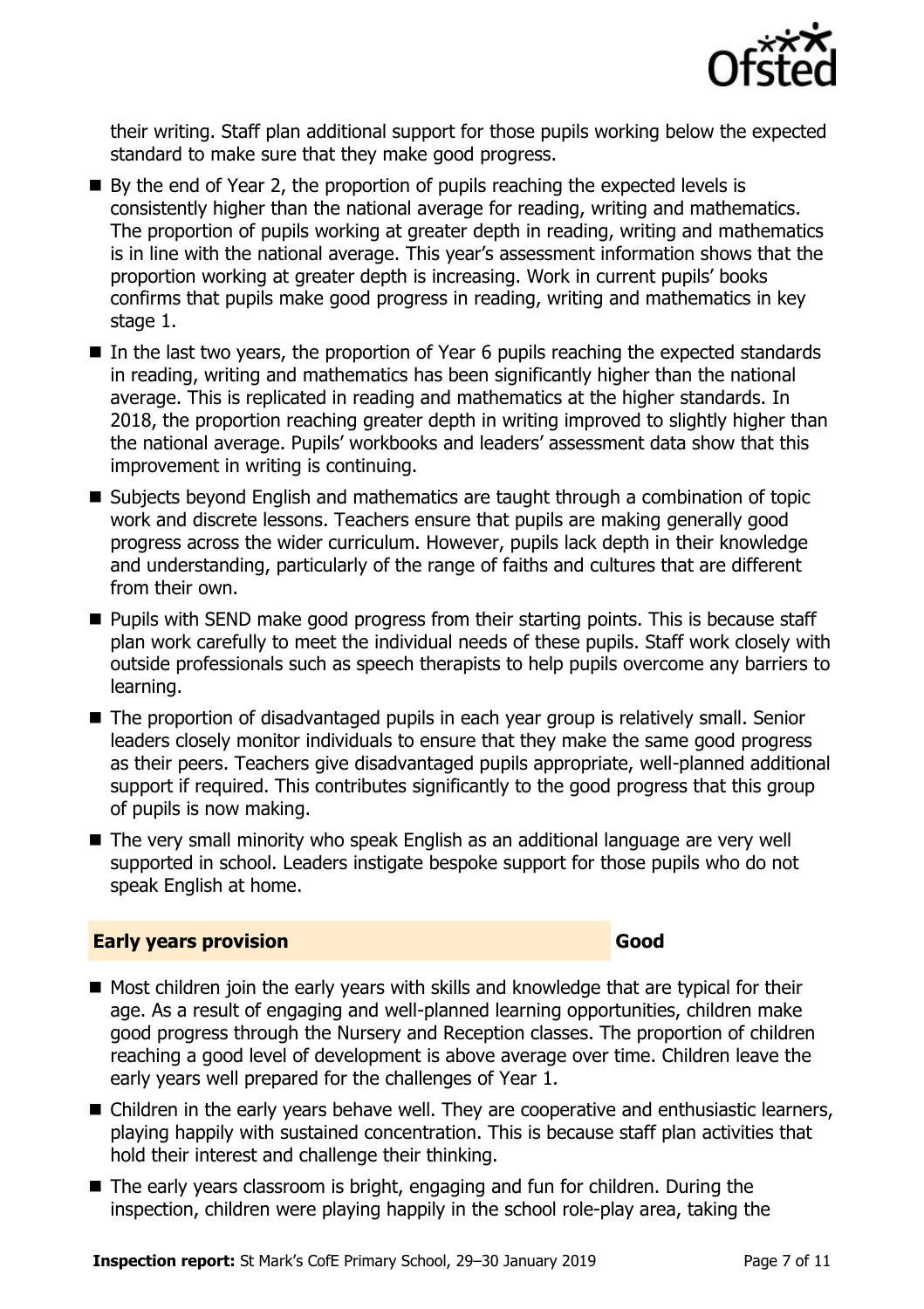their writing. Staff plan additional support for those pupils working below the expected standard to make sure that they make good progress.

- By the end of Year 2, the proportion of pupils reaching the expected levels is consistently higher than the national average for reading, writing and mathematics. The proportion of pupils working at greater depth in reading, writing and mathematics is in line with the national average. This year's assessment information shows that the proportion working at greater depth is increasing. Work in current pupils' books confirms that pupils make good progress in reading, writing and mathematics in key stage 1.
- In the last two years, the proportion of Year 6 pupils reaching the expected standards in reading, writing and mathematics has been significantly higher than the national average. This is replicated in reading and mathematics at the higher standards. In 2018, the proportion reaching greater depth in writing improved to slightly higher than the national average. Pupils' workbooks and leaders' assessment data show that this improvement in writing is continuing.
- Subjects beyond English and mathematics are taught through a combination of topic work and discrete lessons. Teachers ensure that pupils are making generally good progress across the wider curriculum. However, pupils lack depth in their knowledge and understanding, particularly of the range of faiths and cultures that are different from their own.
- Pupils with SEND make good progress from their starting points. This is because staff plan work carefully to meet the individual needs of these pupils. Staff work closely with outside professionals such as speech therapists to help pupils overcome any barriers to learning.
- The proportion of disadvantaged pupils in each year group is relatively small. Senior leaders closely monitor individuals to ensure that they make the same good progress as their peers. Teachers give disadvantaged pupils appropriate, well-planned additional support if required. This contributes significantly to the good progress that this group of pupils is now making.
- The very small minority who speak English as an additional language are very well supported in school. Leaders instigate bespoke support for those pupils who do not speak English at home.

## Early years provision — Good

- Most children join the early years with skills and knowledge that are typical for their age. As a result of engaging and well-planned learning opportunities, children make good progress through the Nursery and Reception classes. The proportion of children reaching a good level of development is above average over time. Children leave the early years well prepared for the challenges of Year 1.
- Children in the early years behave well. They are cooperative and enthusiastic learners, playing happily with sustained concentration. This is because staff plan activities that hold their interest and challenge their thinking.
- The early years classroom is bright, engaging and fun for children. During the inspection, children were playing happily in the school role-play area, taking the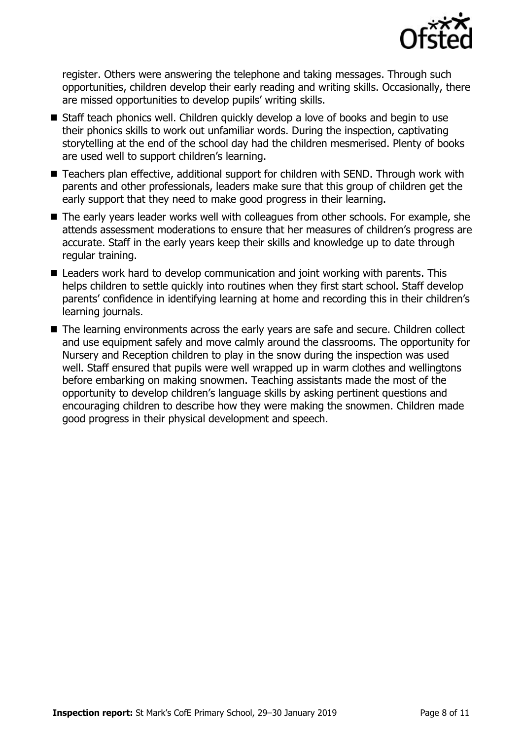register. Others were answering the telephone and taking messages. Through such opportunities, children develop their early reading and writing skills. Occasionally, there are missed opportunities to develop pupils' writing skills.

- Staff teach phonics well. Children quickly develop a love of books and begin to use their phonics skills to work out unfamiliar words. During the inspection, captivating storytelling at the end of the school day had the children mesmerised. Plenty of books are used well to support children's learning.
- Teachers plan effective, additional support for children with SEND. Through work with parents and other professionals, leaders make sure that this group of children get the early support that they need to make good progress in their learning.
- The early years leader works well with colleagues from other schools. For example, she attends assessment moderations to ensure that her measures of children's progress are accurate. Staff in the early years keep their skills and knowledge up to date through regular training.
- Leaders work hard to develop communication and joint working with parents. This helps children to settle quickly into routines when they first start school. Staff develop parents' confidence in identifying learning at home and recording this in their children's learning journals.
- The learning environments across the early years are safe and secure. Children collect and use equipment safely and move calmly around the classrooms. The opportunity for Nursery and Reception children to play in the snow during the inspection was used well. Staff ensured that pupils were well wrapped up in warm clothes and wellingtons before embarking on making snowmen. Teaching assistants made the most of the opportunity to develop children's language skills by asking pertinent questions and encouraging children to describe how they were making the snowmen. Children made good progress in their physical development and speech.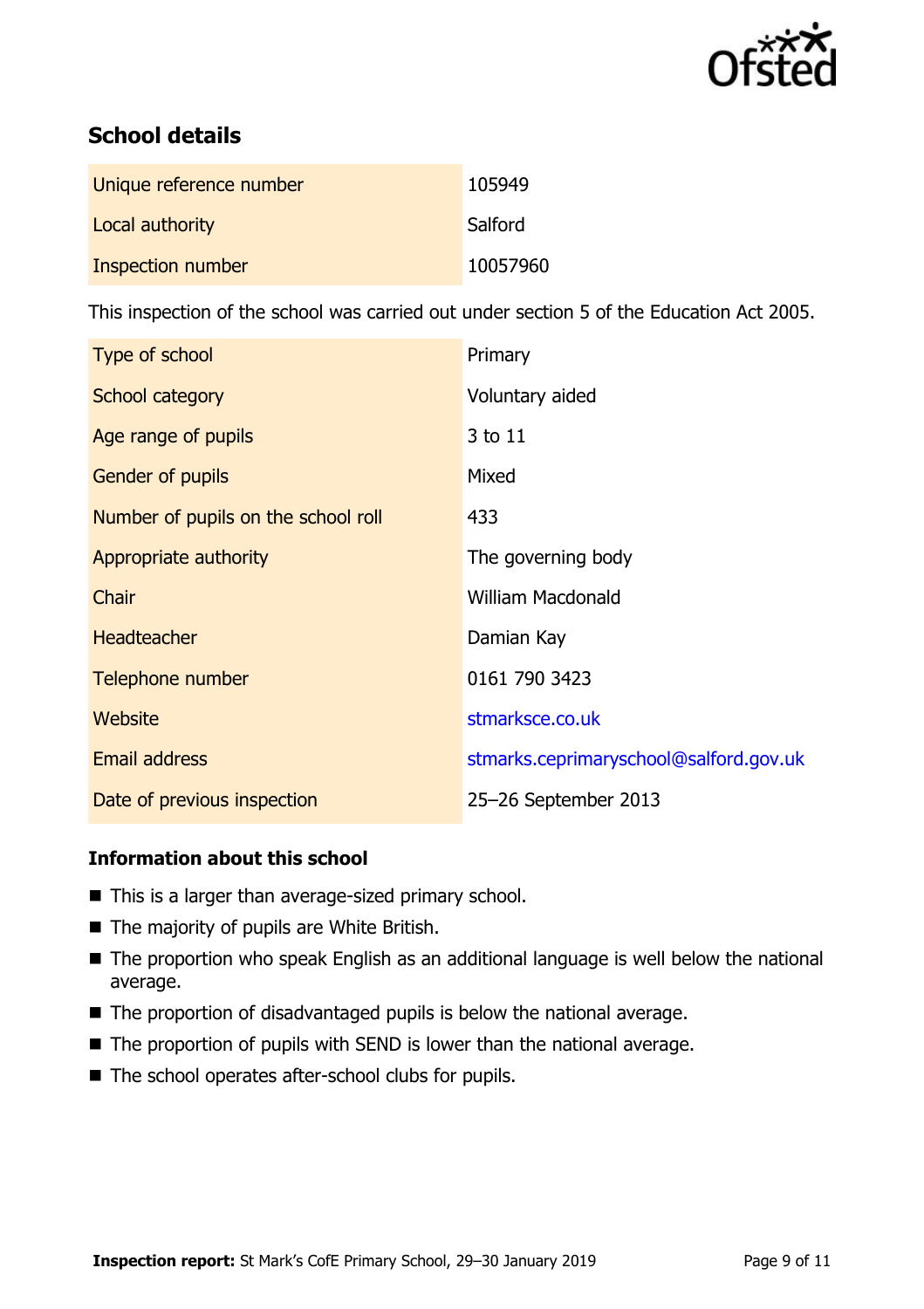## School details

| | |
|---|---|
| Unique reference number | 105949 |
| Local authority | Salford |
| Inspection number | 10057960 |

This inspection of the school was carried out under section 5 of the Education Act 2005.

| | |
|---|---|
| Type of school | Primary |
| School category | Voluntary aided |
| Age range of pupils | 3 to 11 |
| Gender of pupils | Mixed |
| Number of pupils on the school roll | 433 |
| Appropriate authority | The governing body |
| Chair | William Macdonald |
| Headteacher | Damian Kay |
| Telephone number | 0161 790 3423 |
| Website | stmarksce.co.uk |
| Email address | stmarks.ceprimaryschool@salford.gov.uk |
| Date of previous inspection | 25–26 September 2013 |

### Information about this school

- This is a larger than average-sized primary school.
- The majority of pupils are White British.
- The proportion who speak English as an additional language is well below the national average.
- The proportion of disadvantaged pupils is below the national average.
- The proportion of pupils with SEND is lower than the national average.
- The school operates after-school clubs for pupils.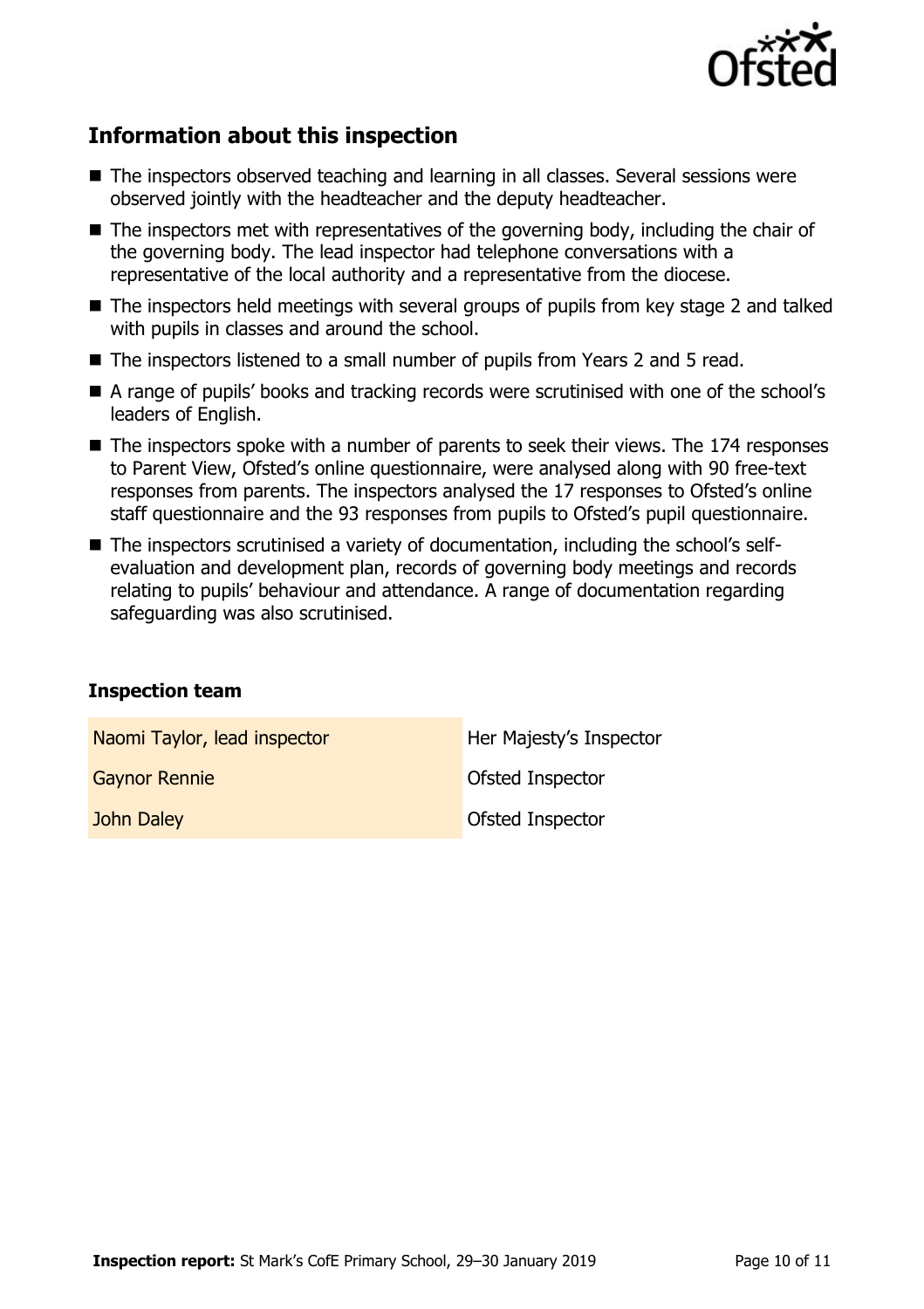## Information about this inspection

- The inspectors observed teaching and learning in all classes. Several sessions were observed jointly with the headteacher and the deputy headteacher.
- The inspectors met with representatives of the governing body, including the chair of the governing body. The lead inspector had telephone conversations with a representative of the local authority and a representative from the diocese.
- The inspectors held meetings with several groups of pupils from key stage 2 and talked with pupils in classes and around the school.
- The inspectors listened to a small number of pupils from Years 2 and 5 read.
- A range of pupils' books and tracking records were scrutinised with one of the school's leaders of English.
- The inspectors spoke with a number of parents to seek their views. The 174 responses to Parent View, Ofsted's online questionnaire, were analysed along with 90 free-text responses from parents. The inspectors analysed the 17 responses to Ofsted's online staff questionnaire and the 93 responses from pupils to Ofsted's pupil questionnaire.
- The inspectors scrutinised a variety of documentation, including the school's self-evaluation and development plan, records of governing body meetings and records relating to pupils' behaviour and attendance. A range of documentation regarding safeguarding was also scrutinised.

### Inspection team

| | |
|---|---|
| Naomi Taylor, lead inspector | Her Majesty's Inspector |
| Gaynor Rennie | Ofsted Inspector |
| John Daley | Ofsted Inspector |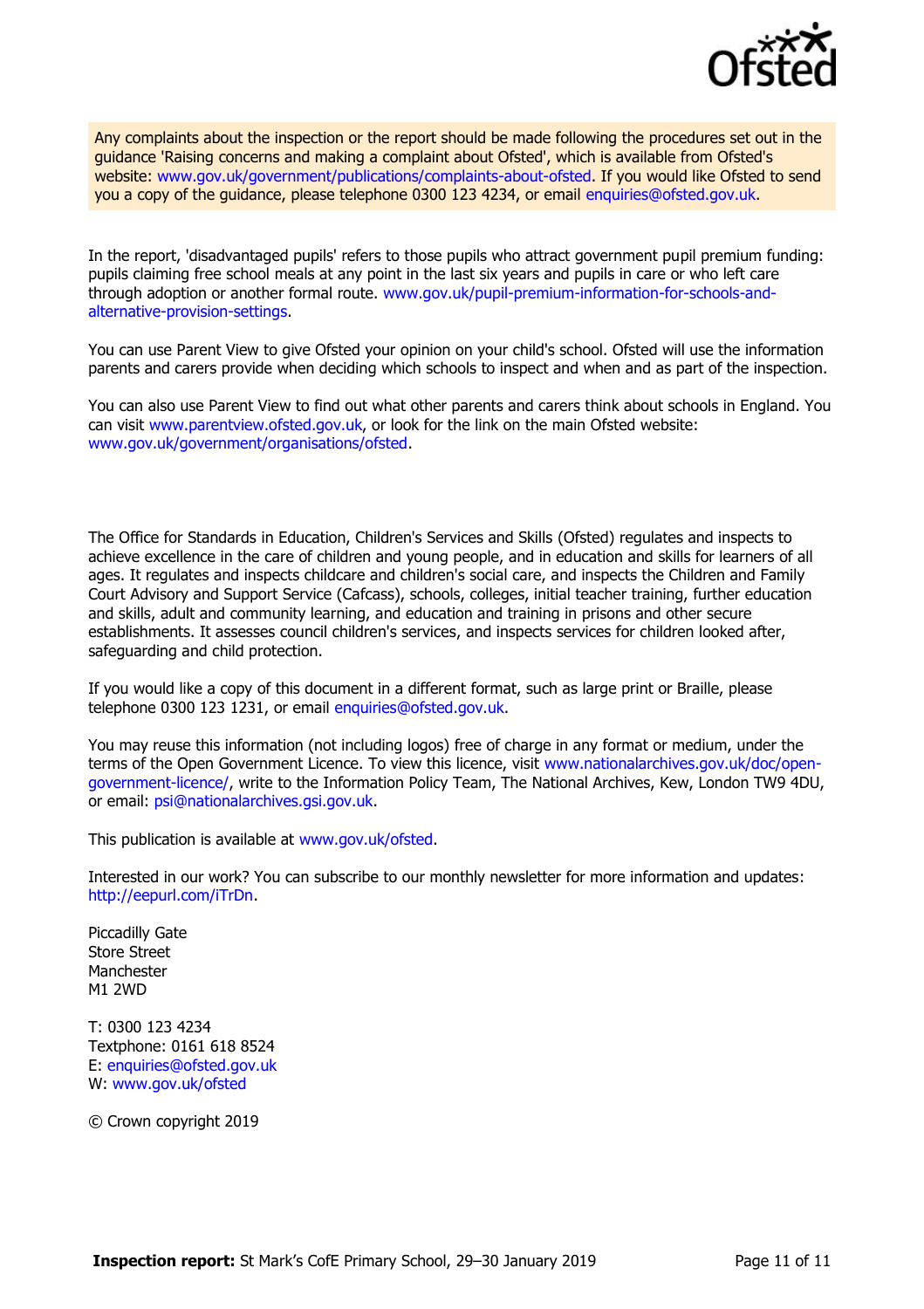Any complaints about the inspection or the report should be made following the procedures set out in the guidance 'Raising concerns and making a complaint about Ofsted', which is available from Ofsted's website: www.gov.uk/government/publications/complaints-about-ofsted. If you would like Ofsted to send you a copy of the guidance, please telephone 0300 123 4234, or email enquiries@ofsted.gov.uk.

In the report, 'disadvantaged pupils' refers to those pupils who attract government pupil premium funding: pupils claiming free school meals at any point in the last six years and pupils in care or who left care through adoption or another formal route. www.gov.uk/pupil-premium-information-for-schools-and-alternative-provision-settings.

You can use Parent View to give Ofsted your opinion on your child's school. Ofsted will use the information parents and carers provide when deciding which schools to inspect and when and as part of the inspection.

You can also use Parent View to find out what other parents and carers think about schools in England. You can visit www.parentview.ofsted.gov.uk, or look for the link on the main Ofsted website: www.gov.uk/government/organisations/ofsted.

The Office for Standards in Education, Children's Services and Skills (Ofsted) regulates and inspects to achieve excellence in the care of children and young people, and in education and skills for learners of all ages. It regulates and inspects childcare and children's social care, and inspects the Children and Family Court Advisory and Support Service (Cafcass), schools, colleges, initial teacher training, further education and skills, adult and community learning, and education and training in prisons and other secure establishments. It assesses council children's services, and inspects services for children looked after, safeguarding and child protection.

If you would like a copy of this document in a different format, such as large print or Braille, please telephone 0300 123 1231, or email enquiries@ofsted.gov.uk.

You may reuse this information (not including logos) free of charge in any format or medium, under the terms of the Open Government Licence. To view this licence, visit www.nationalarchives.gov.uk/doc/open-government-licence/, write to the Information Policy Team, The National Archives, Kew, London TW9 4DU, or email: psi@nationalarchives.gsi.gov.uk.

This publication is available at www.gov.uk/ofsted.

Interested in our work? You can subscribe to our monthly newsletter for more information and updates: http://eepurl.com/iTrDn.

Piccadilly Gate
Store Street
Manchester
M1 2WD

T: 0300 123 4234
Textphone: 0161 618 8524
E: enquiries@ofsted.gov.uk
W: www.gov.uk/ofsted

© Crown copyright 2019